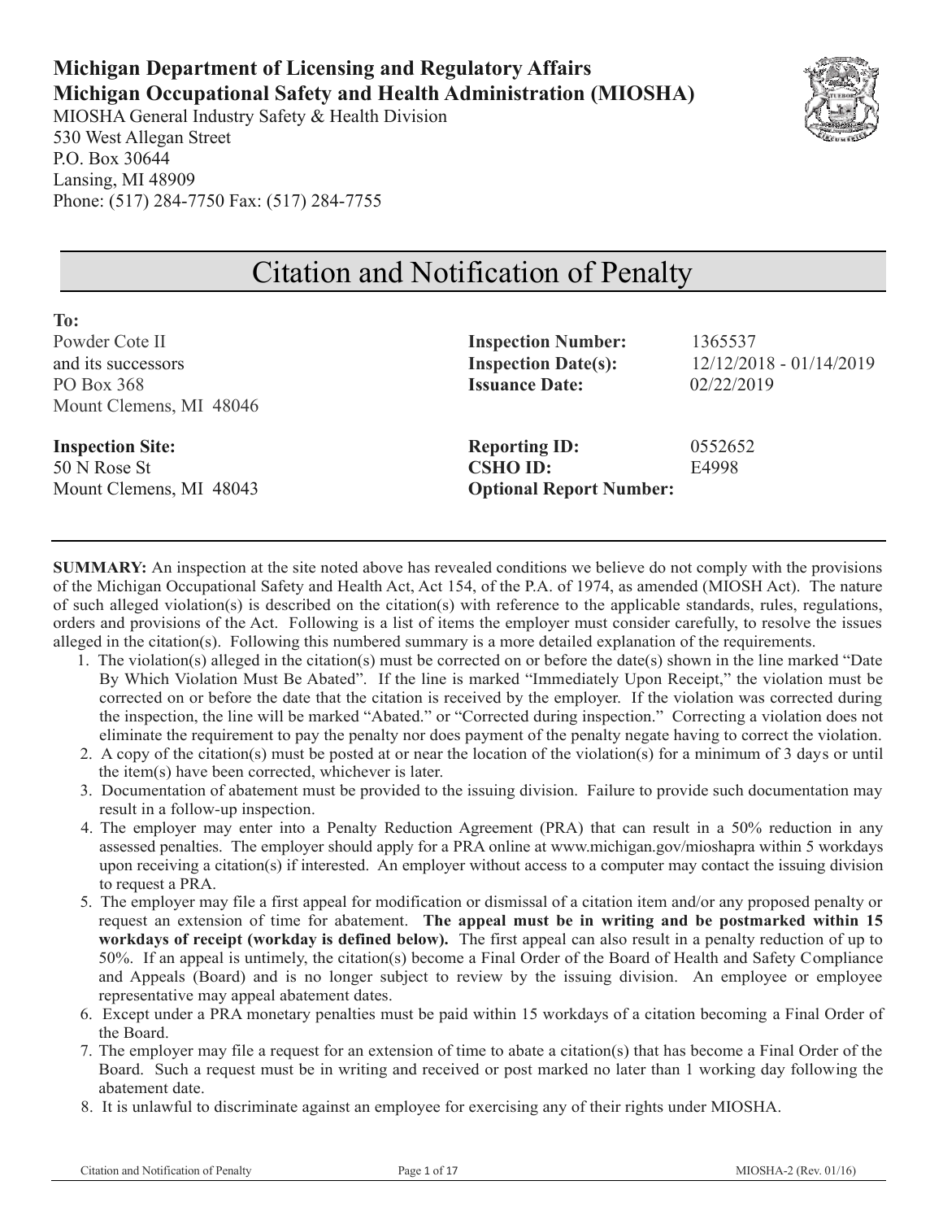**Michigan Department of Licensing and Regulatory Affairs**
**Michigan Occupational Safety and Health Administration (MIOSHA)**
MIOSHA General Industry Safety & Health Division
530 West Allegan Street
P.O. Box 30644
Lansing, MI 48909
Phone: (517) 284-7750 Fax: (517) 284-7755

# Citation and Notification of Penalty

**To:**
Powder Cote II
and its successors
PO Box 368
Mount Clemens, MI 48046

**Inspection Number:** 1365537
**Inspection Date(s):** 12/12/2018 - 01/14/2019
**Issuance Date:** 02/22/2019

**Inspection Site:**
50 N Rose St
Mount Clemens, MI 48043

**Reporting ID:** 0552652
**CSHO ID:** E4998
**Optional Report Number:**

---

**SUMMARY:** An inspection at the site noted above has revealed conditions we believe do not comply with the provisions of the Michigan Occupational Safety and Health Act, Act 154, of the P.A. of 1974, as amended (MIOSH Act). The nature of such alleged violation(s) is described on the citation(s) with reference to the applicable standards, rules, regulations, orders and provisions of the Act. Following is a list of items the employer must consider carefully, to resolve the issues alleged in the citation(s). Following this numbered summary is a more detailed explanation of the requirements.

1. The violation(s) alleged in the citation(s) must be corrected on or before the date(s) shown in the line marked "Date By Which Violation Must Be Abated". If the line is marked "Immediately Upon Receipt," the violation must be corrected on or before the date that the citation is received by the employer. If the violation was corrected during the inspection, the line will be marked "Abated." or "Corrected during inspection." Correcting a violation does not eliminate the requirement to pay the penalty nor does payment of the penalty negate having to correct the violation.
2. A copy of the citation(s) must be posted at or near the location of the violation(s) for a minimum of 3 days or until the item(s) have been corrected, whichever is later.
3. Documentation of abatement must be provided to the issuing division. Failure to provide such documentation may result in a follow-up inspection.
4. The employer may enter into a Penalty Reduction Agreement (PRA) that can result in a 50% reduction in any assessed penalties. The employer should apply for a PRA online at www.michigan.gov/mioshapra within 5 workdays upon receiving a citation(s) if interested. An employer without access to a computer may contact the issuing division to request a PRA.
5. The employer may file a first appeal for modification or dismissal of a citation item and/or any proposed penalty or request an extension of time for abatement. **The appeal must be in writing and be postmarked within 15 workdays of receipt (workday is defined below).** The first appeal can also result in a penalty reduction of up to 50%. If an appeal is untimely, the citation(s) become a Final Order of the Board of Health and Safety Compliance and Appeals (Board) and is no longer subject to review by the issuing division. An employee or employee representative may appeal abatement dates.
6. Except under a PRA monetary penalties must be paid within 15 workdays of a citation becoming a Final Order of the Board.
7. The employer may file a request for an extension of time to abate a citation(s) that has become a Final Order of the Board. Such a request must be in writing and received or post marked no later than 1 working day following the abatement date.
8. It is unlawful to discriminate against an employee for exercising any of their rights under MIOSHA.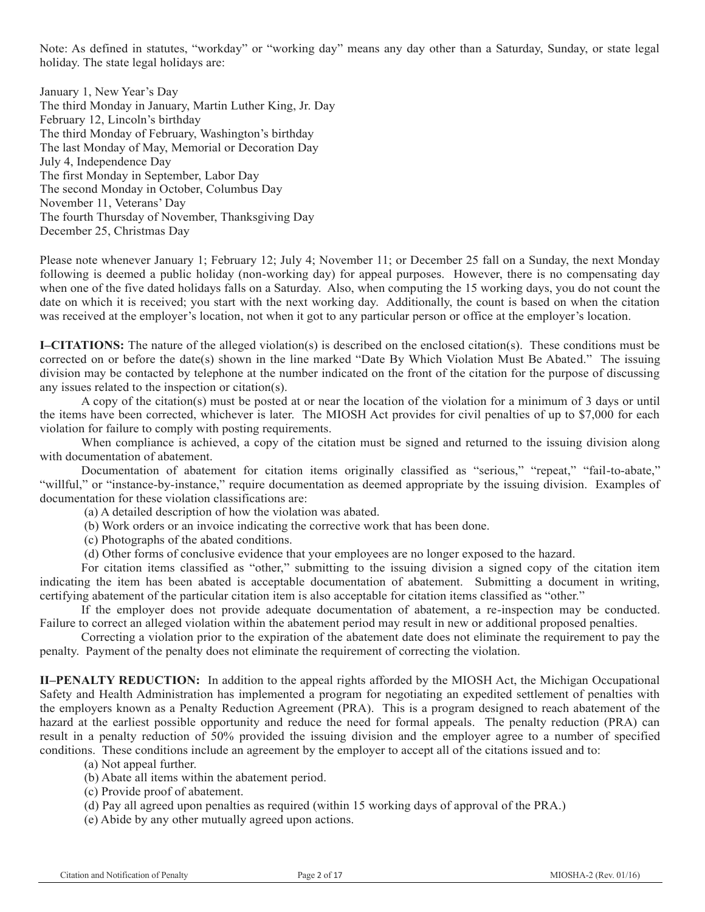Note: As defined in statutes, "workday" or "working day" means any day other than a Saturday, Sunday, or state legal holiday. The state legal holidays are:

January 1, New Year's Day
The third Monday in January, Martin Luther King, Jr. Day
February 12, Lincoln's birthday
The third Monday of February, Washington's birthday
The last Monday of May, Memorial or Decoration Day
July 4, Independence Day
The first Monday in September, Labor Day
The second Monday in October, Columbus Day
November 11, Veterans' Day
The fourth Thursday of November, Thanksgiving Day
December 25, Christmas Day

Please note whenever January 1; February 12; July 4; November 11; or December 25 fall on a Sunday, the next Monday following is deemed a public holiday (non-working day) for appeal purposes. However, there is no compensating day when one of the five dated holidays falls on a Saturday. Also, when computing the 15 working days, you do not count the date on which it is received; you start with the next working day. Additionally, the count is based on when the citation was received at the employer's location, not when it got to any particular person or office at the employer's location.

**I–CITATIONS:** The nature of the alleged violation(s) is described on the enclosed citation(s). These conditions must be corrected on or before the date(s) shown in the line marked "Date By Which Violation Must Be Abated." The issuing division may be contacted by telephone at the number indicated on the front of the citation for the purpose of discussing any issues related to the inspection or citation(s).

A copy of the citation(s) must be posted at or near the location of the violation for a minimum of 3 days or until the items have been corrected, whichever is later. The MIOSH Act provides for civil penalties of up to $7,000 for each violation for failure to comply with posting requirements.

When compliance is achieved, a copy of the citation must be signed and returned to the issuing division along with documentation of abatement.

Documentation of abatement for citation items originally classified as "serious," "repeat," "fail-to-abate," "willful," or "instance-by-instance," require documentation as deemed appropriate by the issuing division. Examples of documentation for these violation classifications are:

(a) A detailed description of how the violation was abated.
(b) Work orders or an invoice indicating the corrective work that has been done.
(c) Photographs of the abated conditions.
(d) Other forms of conclusive evidence that your employees are no longer exposed to the hazard.

For citation items classified as "other," submitting to the issuing division a signed copy of the citation item indicating the item has been abated is acceptable documentation of abatement. Submitting a document in writing, certifying abatement of the particular citation item is also acceptable for citation items classified as "other."

If the employer does not provide adequate documentation of abatement, a re-inspection may be conducted. Failure to correct an alleged violation within the abatement period may result in new or additional proposed penalties.

Correcting a violation prior to the expiration of the abatement date does not eliminate the requirement to pay the penalty. Payment of the penalty does not eliminate the requirement of correcting the violation.

**II–PENALTY REDUCTION:** In addition to the appeal rights afforded by the MIOSH Act, the Michigan Occupational Safety and Health Administration has implemented a program for negotiating an expedited settlement of penalties with the employers known as a Penalty Reduction Agreement (PRA). This is a program designed to reach abatement of the hazard at the earliest possible opportunity and reduce the need for formal appeals. The penalty reduction (PRA) can result in a penalty reduction of 50% provided the issuing division and the employer agree to a number of specified conditions. These conditions include an agreement by the employer to accept all of the citations issued and to:

(a) Not appeal further.
(b) Abate all items within the abatement period.
(c) Provide proof of abatement.
(d) Pay all agreed upon penalties as required (within 15 working days of approval of the PRA.)
(e) Abide by any other mutually agreed upon actions.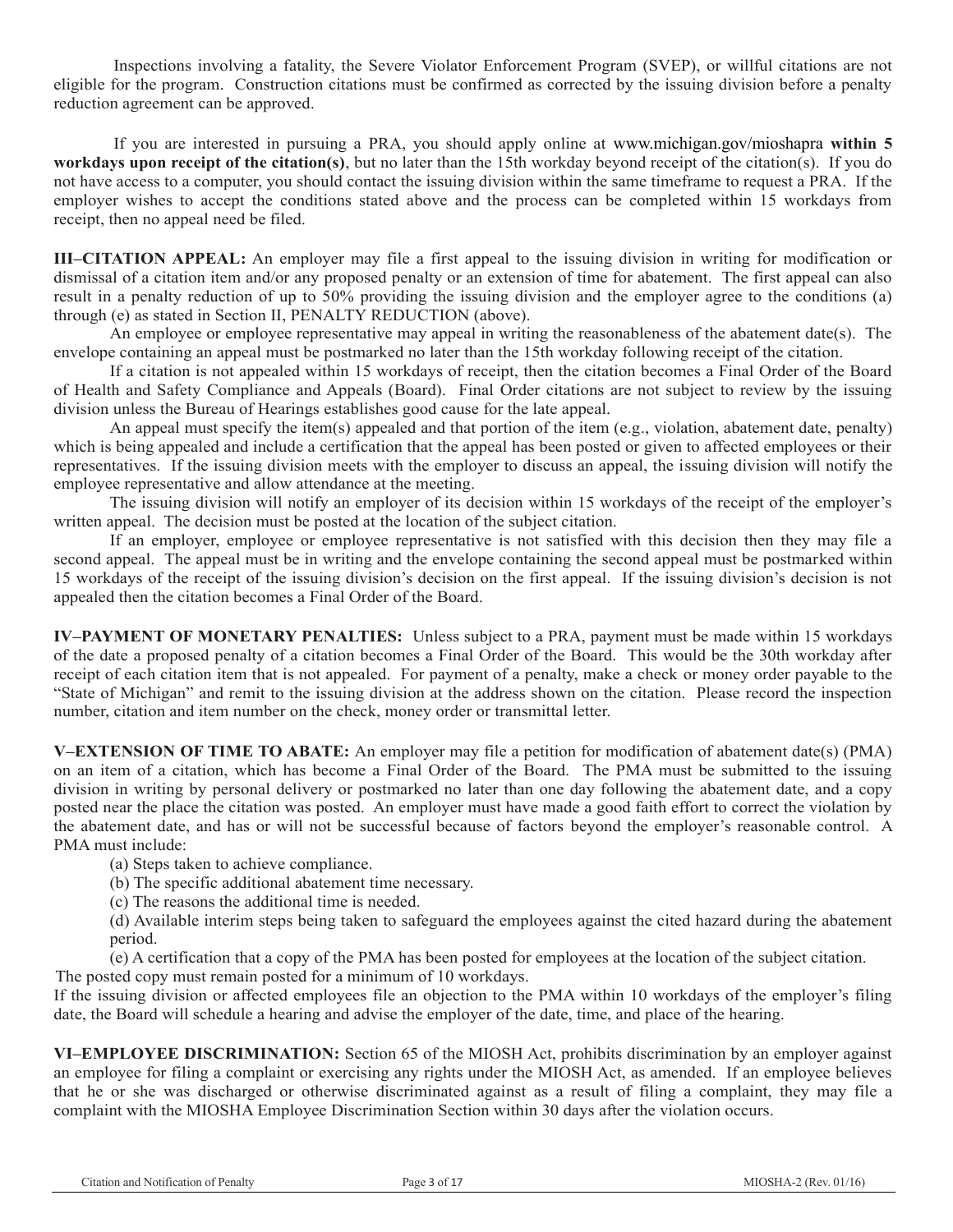Inspections involving a fatality, the Severe Violator Enforcement Program (SVEP), or willful citations are not eligible for the program. Construction citations must be confirmed as corrected by the issuing division before a penalty reduction agreement can be approved.

If you are interested in pursuing a PRA, you should apply online at www.michigan.gov/mioshapra **within 5 workdays upon receipt of the citation(s)**, but no later than the 15th workday beyond receipt of the citation(s). If you do not have access to a computer, you should contact the issuing division within the same timeframe to request a PRA. If the employer wishes to accept the conditions stated above and the process can be completed within 15 workdays from receipt, then no appeal need be filed.

**III–CITATION APPEAL:** An employer may file a first appeal to the issuing division in writing for modification or dismissal of a citation item and/or any proposed penalty or an extension of time for abatement. The first appeal can also result in a penalty reduction of up to 50% providing the issuing division and the employer agree to the conditions (a) through (e) as stated in Section II, PENALTY REDUCTION (above).

An employee or employee representative may appeal in writing the reasonableness of the abatement date(s). The envelope containing an appeal must be postmarked no later than the 15th workday following receipt of the citation.

If a citation is not appealed within 15 workdays of receipt, then the citation becomes a Final Order of the Board of Health and Safety Compliance and Appeals (Board). Final Order citations are not subject to review by the issuing division unless the Bureau of Hearings establishes good cause for the late appeal.

An appeal must specify the item(s) appealed and that portion of the item (e.g., violation, abatement date, penalty) which is being appealed and include a certification that the appeal has been posted or given to affected employees or their representatives. If the issuing division meets with the employer to discuss an appeal, the issuing division will notify the employee representative and allow attendance at the meeting.

The issuing division will notify an employer of its decision within 15 workdays of the receipt of the employer's written appeal. The decision must be posted at the location of the subject citation.

If an employer, employee or employee representative is not satisfied with this decision then they may file a second appeal. The appeal must be in writing and the envelope containing the second appeal must be postmarked within 15 workdays of the receipt of the issuing division's decision on the first appeal. If the issuing division's decision is not appealed then the citation becomes a Final Order of the Board.

**IV–PAYMENT OF MONETARY PENALTIES:** Unless subject to a PRA, payment must be made within 15 workdays of the date a proposed penalty of a citation becomes a Final Order of the Board. This would be the 30th workday after receipt of each citation item that is not appealed. For payment of a penalty, make a check or money order payable to the "State of Michigan" and remit to the issuing division at the address shown on the citation. Please record the inspection number, citation and item number on the check, money order or transmittal letter.

**V–EXTENSION OF TIME TO ABATE:** An employer may file a petition for modification of abatement date(s) (PMA) on an item of a citation, which has become a Final Order of the Board. The PMA must be submitted to the issuing division in writing by personal delivery or postmarked no later than one day following the abatement date, and a copy posted near the place the citation was posted. An employer must have made a good faith effort to correct the violation by the abatement date, and has or will not be successful because of factors beyond the employer's reasonable control. A PMA must include:

(a) Steps taken to achieve compliance.

(b) The specific additional abatement time necessary.

(c) The reasons the additional time is needed.

(d) Available interim steps being taken to safeguard the employees against the cited hazard during the abatement period.

(e) A certification that a copy of the PMA has been posted for employees at the location of the subject citation.

The posted copy must remain posted for a minimum of 10 workdays.

If the issuing division or affected employees file an objection to the PMA within 10 workdays of the employer's filing date, the Board will schedule a hearing and advise the employer of the date, time, and place of the hearing.

**VI–EMPLOYEE DISCRIMINATION:** Section 65 of the MIOSH Act, prohibits discrimination by an employer against an employee for filing a complaint or exercising any rights under the MIOSH Act, as amended. If an employee believes that he or she was discharged or otherwise discriminated against as a result of filing a complaint, they may file a complaint with the MIOSHA Employee Discrimination Section within 30 days after the violation occurs.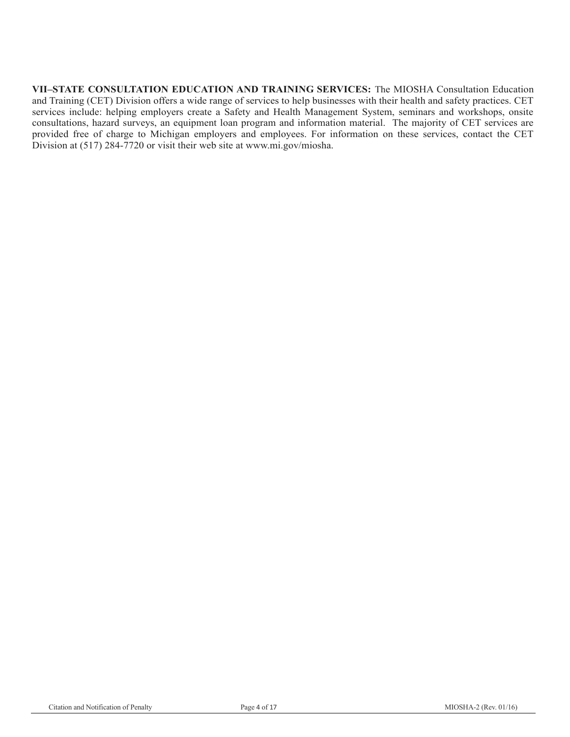**VII–STATE CONSULTATION EDUCATION AND TRAINING SERVICES:** The MIOSHA Consultation Education and Training (CET) Division offers a wide range of services to help businesses with their health and safety practices. CET services include: helping employers create a Safety and Health Management System, seminars and workshops, onsite consultations, hazard surveys, an equipment loan program and information material. The majority of CET services are provided free of charge to Michigan employers and employees. For information on these services, contact the CET Division at (517) 284-7720 or visit their web site at www.mi.gov/miosha.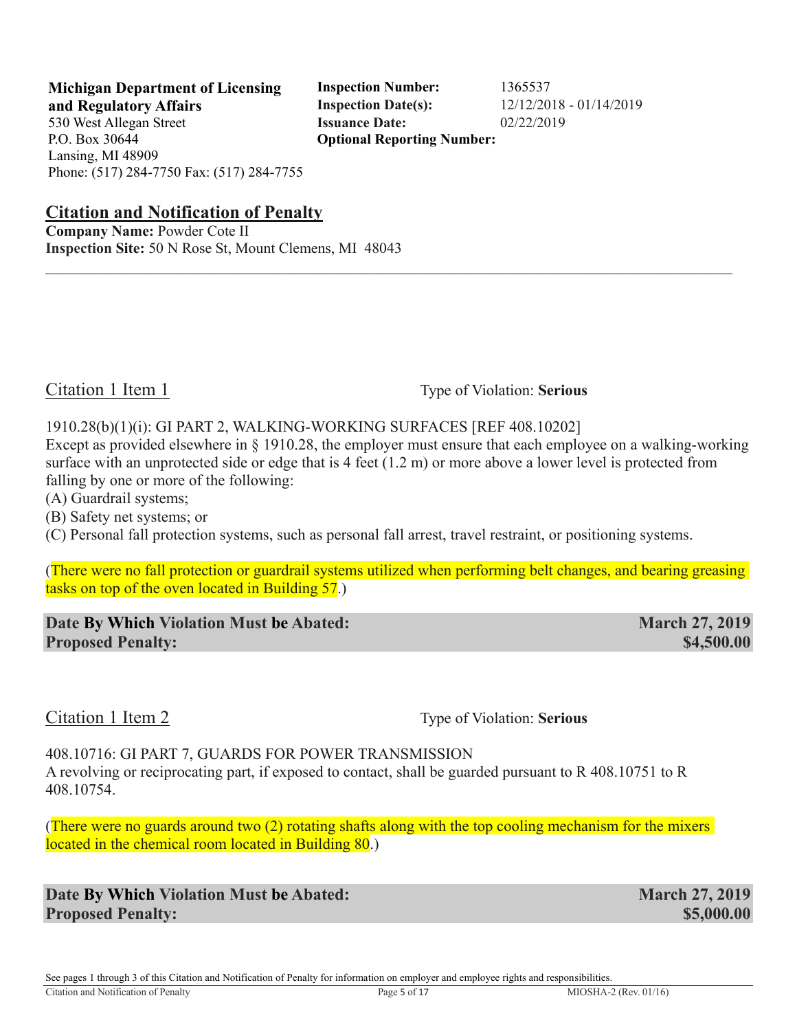**Michigan Department of Licensing and Regulatory Affairs**
530 West Allegan Street
P.O. Box 30644
Lansing, MI 48909
Phone: (517) 284-7750 Fax: (517) 284-7755

**Inspection Number:** 1365537
**Inspection Date(s):** 12/12/2018 - 01/14/2019
**Issuance Date:** 02/22/2019
**Optional Reporting Number:**

## Citation and Notification of Penalty

**Company Name:** Powder Cote II
**Inspection Site:** 50 N Rose St, Mount Clemens, MI 48043

---

### Citation 1 Item 1

Type of Violation: **Serious**

1910.28(b)(1)(i): GI PART 2, WALKING-WORKING SURFACES [REF 408.10202]
Except as provided elsewhere in § 1910.28, the employer must ensure that each employee on a walking-working surface with an unprotected side or edge that is 4 feet (1.2 m) or more above a lower level is protected from falling by one or more of the following:
(A) Guardrail systems;
(B) Safety net systems; or
(C) Personal fall protection systems, such as personal fall arrest, travel restraint, or positioning systems.

(There were no fall protection or guardrail systems utilized when performing belt changes, and bearing greasing tasks on top of the oven located in Building 57.)

**Date By Which Violation Must be Abated:** **March 27, 2019**
**Proposed Penalty:** **$4,500.00**

### Citation 1 Item 2

Type of Violation: **Serious**

408.10716: GI PART 7, GUARDS FOR POWER TRANSMISSION
A revolving or reciprocating part, if exposed to contact, shall be guarded pursuant to R 408.10751 to R 408.10754.

(There were no guards around two (2) rotating shafts along with the top cooling mechanism for the mixers located in the chemical room located in Building 80.)

**Date By Which Violation Must be Abated:** **March 27, 2019**
**Proposed Penalty:** **$5,000.00**

See pages 1 through 3 of this Citation and Notification of Penalty for information on employer and employee rights and responsibilities.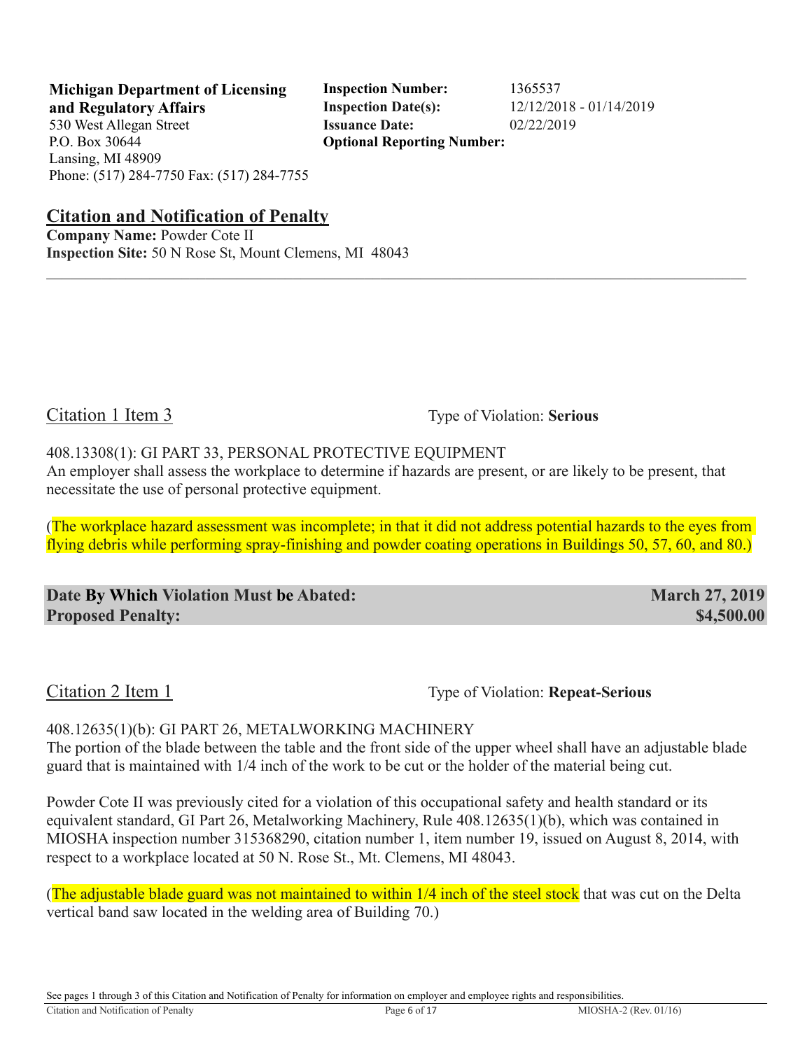**Michigan Department of Licensing and Regulatory Affairs**
530 West Allegan Street
P.O. Box 30644
Lansing, MI 48909
Phone: (517) 284-7750 Fax: (517) 284-7755

**Inspection Number:** 1365537
**Inspection Date(s):** 12/12/2018 - 01/14/2019
**Issuance Date:** 02/22/2019
**Optional Reporting Number:**

## Citation and Notification of Penalty

**Company Name:** Powder Cote II
**Inspection Site:** 50 N Rose St, Mount Clemens, MI 48043

---

### Citation 1 Item 3

Type of Violation: **Serious**

408.13308(1): GI PART 33, PERSONAL PROTECTIVE EQUIPMENT
An employer shall assess the workplace to determine if hazards are present, or are likely to be present, that necessitate the use of personal protective equipment.

(The workplace hazard assessment was incomplete; in that it did not address potential hazards to the eyes from flying debris while performing spray-finishing and powder coating operations in Buildings 50, 57, 60, and 80.)

| | |
|---|---|
| **Date By Which Violation Must be Abated:** | **March 27, 2019** |
| **Proposed Penalty:** | **$4,500.00** |

### Citation 2 Item 1

Type of Violation: **Repeat-Serious**

408.12635(1)(b): GI PART 26, METALWORKING MACHINERY
The portion of the blade between the table and the front side of the upper wheel shall have an adjustable blade guard that is maintained with 1/4 inch of the work to be cut or the holder of the material being cut.

Powder Cote II was previously cited for a violation of this occupational safety and health standard or its equivalent standard, GI Part 26, Metalworking Machinery, Rule 408.12635(1)(b), which was contained in MIOSHA inspection number 315368290, citation number 1, item number 19, issued on August 8, 2014, with respect to a workplace located at 50 N. Rose St., Mt. Clemens, MI 48043.

(The adjustable blade guard was not maintained to within 1/4 inch of the steel stock that was cut on the Delta vertical band saw located in the welding area of Building 70.)

See pages 1 through 3 of this Citation and Notification of Penalty for information on employer and employee rights and responsibilities.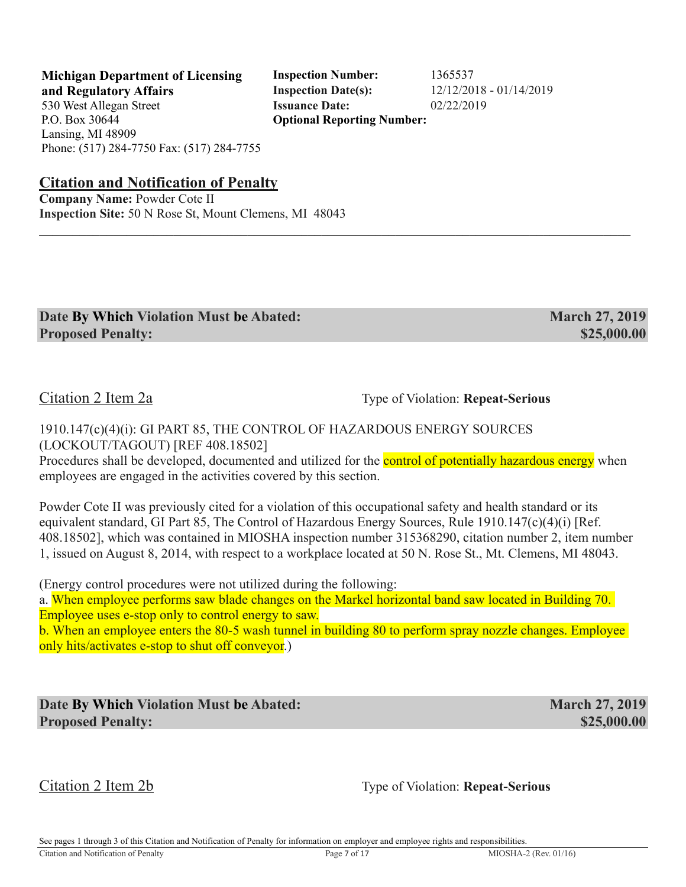**Michigan Department of Licensing and Regulatory Affairs**
530 West Allegan Street
P.O. Box 30644
Lansing, MI 48909
Phone: (517) 284-7750 Fax: (517) 284-7755

**Inspection Number:** 1365537
**Inspection Date(s):** 12/12/2018 - 01/14/2019
**Issuance Date:** 02/22/2019
**Optional Reporting Number:**

## Citation and Notification of Penalty

**Company Name:** Powder Cote II
**Inspection Site:** 50 N Rose St, Mount Clemens, MI 48043

---

**Date By Which Violation Must be Abated:** **March 27, 2019**
**Proposed Penalty:** **$25,000.00**

Citation 2 Item 2a — Type of Violation: **Repeat-Serious**

1910.147(c)(4)(i): GI PART 85, THE CONTROL OF HAZARDOUS ENERGY SOURCES (LOCKOUT/TAGOUT) [REF 408.18502]
Procedures shall be developed, documented and utilized for the control of potentially hazardous energy when employees are engaged in the activities covered by this section.

Powder Cote II was previously cited for a violation of this occupational safety and health standard or its equivalent standard, GI Part 85, The Control of Hazardous Energy Sources, Rule 1910.147(c)(4)(i) [Ref. 408.18502], which was contained in MIOSHA inspection number 315368290, citation number 2, item number 1, issued on August 8, 2014, with respect to a workplace located at 50 N. Rose St., Mt. Clemens, MI 48043.

(Energy control procedures were not utilized during the following:
a. When employee performs saw blade changes on the Markel horizontal band saw located in Building 70. Employee uses e-stop only to control energy to saw.
b. When an employee enters the 80-5 wash tunnel in building 80 to perform spray nozzle changes. Employee only hits/activates e-stop to shut off conveyor.)

**Date By Which Violation Must be Abated:** **March 27, 2019**
**Proposed Penalty:** **$25,000.00**

Citation 2 Item 2b — Type of Violation: **Repeat-Serious**

See pages 1 through 3 of this Citation and Notification of Penalty for information on employer and employee rights and responsibilities.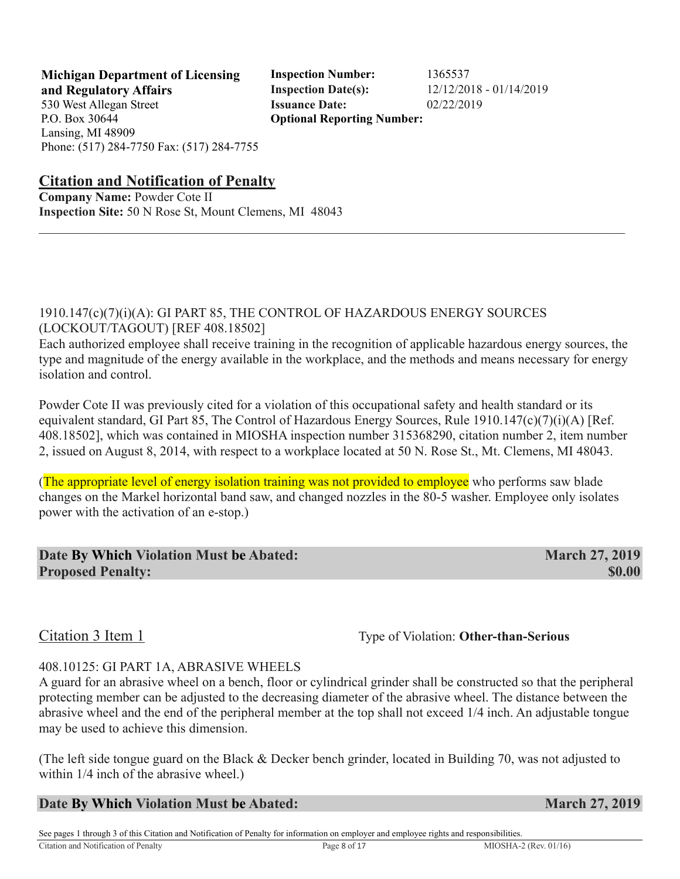**Michigan Department of Licensing and Regulatory Affairs**
530 West Allegan Street
P.O. Box 30644
Lansing, MI 48909
Phone: (517) 284-7750 Fax: (517) 284-7755

**Inspection Number:** 1365537
**Inspection Date(s):** 12/12/2018 - 01/14/2019
**Issuance Date:** 02/22/2019
**Optional Reporting Number:**

## Citation and Notification of Penalty

**Company Name:** Powder Cote II
**Inspection Site:** 50 N Rose St, Mount Clemens, MI 48043

---

1910.147(c)(7)(i)(A): GI PART 85, THE CONTROL OF HAZARDOUS ENERGY SOURCES (LOCKOUT/TAGOUT) [REF 408.18502]
Each authorized employee shall receive training in the recognition of applicable hazardous energy sources, the type and magnitude of the energy available in the workplace, and the methods and means necessary for energy isolation and control.

Powder Cote II was previously cited for a violation of this occupational safety and health standard or its equivalent standard, GI Part 85, The Control of Hazardous Energy Sources, Rule 1910.147(c)(7)(i)(A) [Ref. 408.18502], which was contained in MIOSHA inspection number 315368290, citation number 2, item number 2, issued on August 8, 2014, with respect to a workplace located at 50 N. Rose St., Mt. Clemens, MI 48043.

(The appropriate level of energy isolation training was not provided to employee who performs saw blade changes on the Markel horizontal band saw, and changed nozzles in the 80-5 washer. Employee only isolates power with the activation of an e-stop.)

**Date By Which Violation Must be Abated:** **March 27, 2019**
**Proposed Penalty:** **$0.00**

Citation 3 Item 1 — Type of Violation: **Other-than-Serious**

408.10125: GI PART 1A, ABRASIVE WHEELS
A guard for an abrasive wheel on a bench, floor or cylindrical grinder shall be constructed so that the peripheral protecting member can be adjusted to the decreasing diameter of the abrasive wheel. The distance between the abrasive wheel and the end of the peripheral member at the top shall not exceed 1/4 inch. An adjustable tongue may be used to achieve this dimension.

(The left side tongue guard on the Black & Decker bench grinder, located in Building 70, was not adjusted to within 1/4 inch of the abrasive wheel.)

**Date By Which Violation Must be Abated:** **March 27, 2019**

See pages 1 through 3 of this Citation and Notification of Penalty for information on employer and employee rights and responsibilities.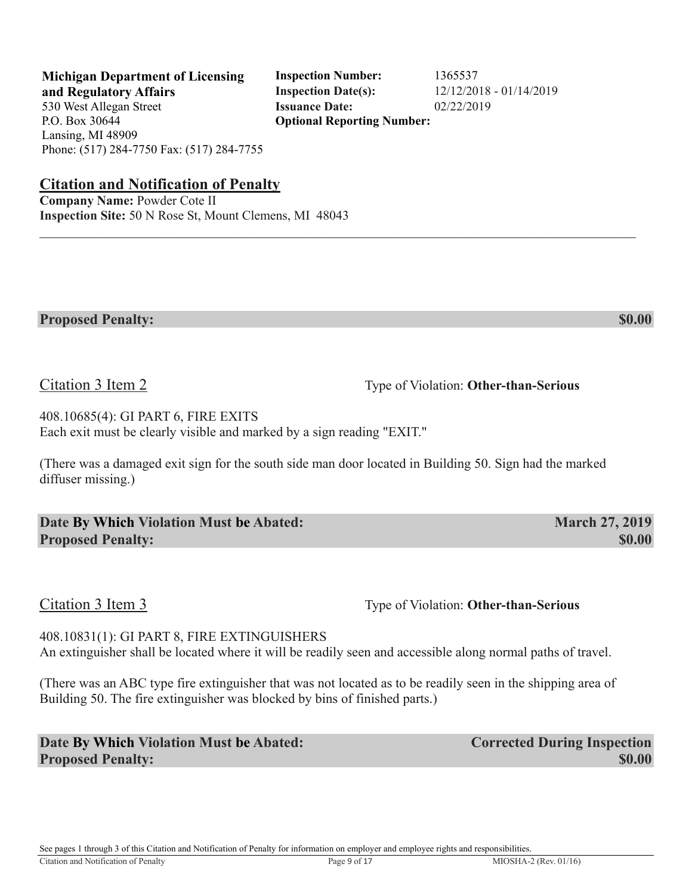**Michigan Department of Licensing and Regulatory Affairs**
530 West Allegan Street
P.O. Box 30644
Lansing, MI 48909
Phone: (517) 284-7750 Fax: (517) 284-7755

**Inspection Number:** 1365537
**Inspection Date(s):** 12/12/2018 - 01/14/2019
**Issuance Date:** 02/22/2019
**Optional Reporting Number:**

## Citation and Notification of Penalty

**Company Name:** Powder Cote II
**Inspection Site:** 50 N Rose St, Mount Clemens, MI 48043

---

**Proposed Penalty:** **$0.00**

### Citation 3 Item 2

Type of Violation: **Other-than-Serious**

408.10685(4): GI PART 6, FIRE EXITS
Each exit must be clearly visible and marked by a sign reading "EXIT."

(There was a damaged exit sign for the south side man door located in Building 50. Sign had the marked diffuser missing.)

**Date By Which Violation Must be Abated:** **March 27, 2019**
**Proposed Penalty:** **$0.00**

### Citation 3 Item 3

Type of Violation: **Other-than-Serious**

408.10831(1): GI PART 8, FIRE EXTINGUISHERS
An extinguisher shall be located where it will be readily seen and accessible along normal paths of travel.

(There was an ABC type fire extinguisher that was not located as to be readily seen in the shipping area of Building 50. The fire extinguisher was blocked by bins of finished parts.)

**Date By Which Violation Must be Abated:** **Corrected During Inspection**
**Proposed Penalty:** **$0.00**

See pages 1 through 3 of this Citation and Notification of Penalty for information on employer and employee rights and responsibilities.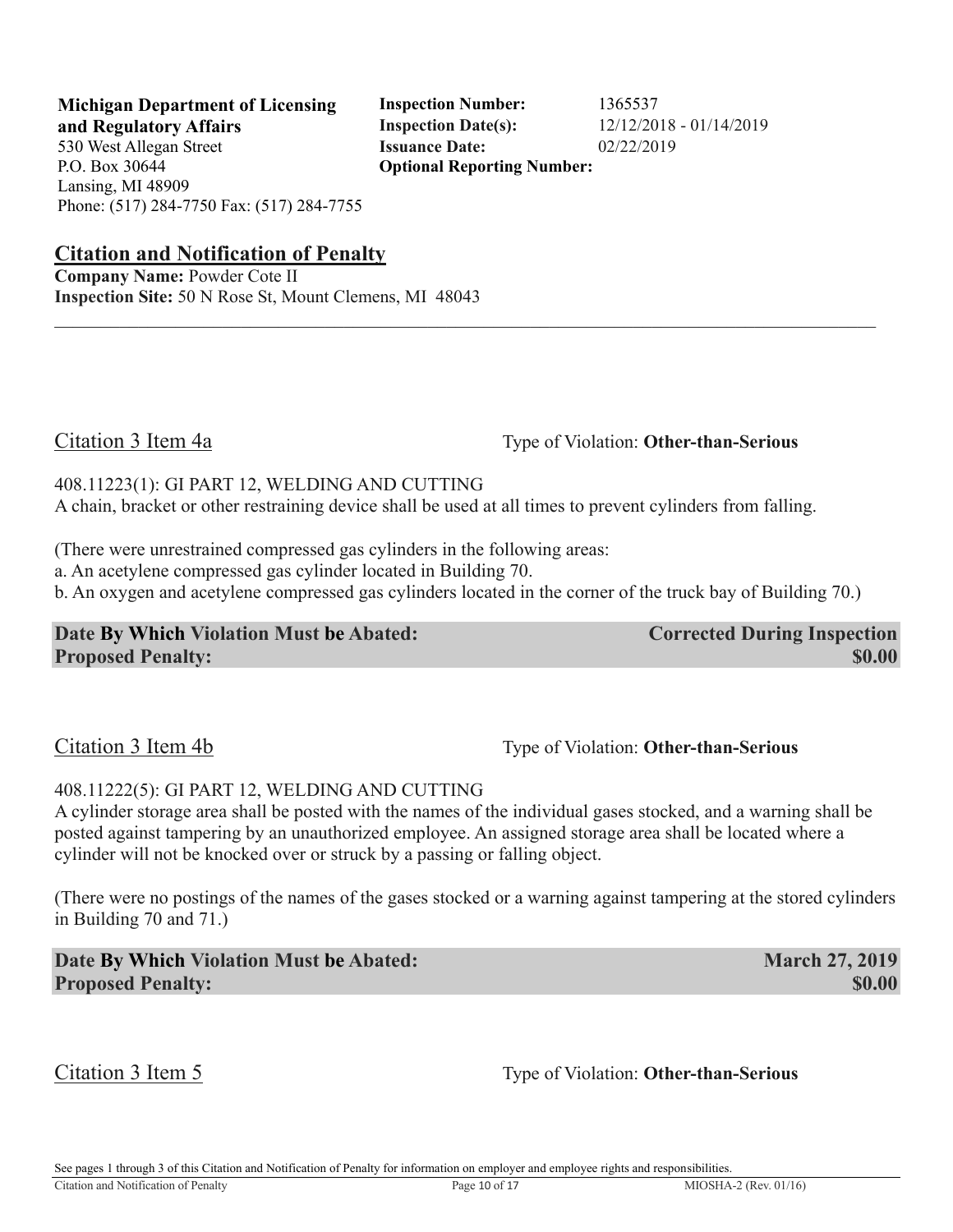**Michigan Department of Licensing and Regulatory Affairs**
530 West Allegan Street
P.O. Box 30644
Lansing, MI 48909
Phone: (517) 284-7750 Fax: (517) 284-7755

**Inspection Number:** 1365537
**Inspection Date(s):** 12/12/2018 - 01/14/2019
**Issuance Date:** 02/22/2019
**Optional Reporting Number:**

## Citation and Notification of Penalty

**Company Name:** Powder Cote II
**Inspection Site:** 50 N Rose St, Mount Clemens, MI 48043

---

### Citation 3 Item 4a

Type of Violation: **Other-than-Serious**

408.11223(1): GI PART 12, WELDING AND CUTTING
A chain, bracket or other restraining device shall be used at all times to prevent cylinders from falling.

(There were unrestrained compressed gas cylinders in the following areas:
a. An acetylene compressed gas cylinder located in Building 70.
b. An oxygen and acetylene compressed gas cylinders located in the corner of the truck bay of Building 70.)

**Date By Which Violation Must be Abated:** **Corrected During Inspection**
**Proposed Penalty:** **$0.00**

### Citation 3 Item 4b

Type of Violation: **Other-than-Serious**

408.11222(5): GI PART 12, WELDING AND CUTTING
A cylinder storage area shall be posted with the names of the individual gases stocked, and a warning shall be posted against tampering by an unauthorized employee. An assigned storage area shall be located where a cylinder will not be knocked over or struck by a passing or falling object.

(There were no postings of the names of the gases stocked or a warning against tampering at the stored cylinders in Building 70 and 71.)

**Date By Which Violation Must be Abated:** **March 27, 2019**
**Proposed Penalty:** **$0.00**

### Citation 3 Item 5

Type of Violation: **Other-than-Serious**

See pages 1 through 3 of this Citation and Notification of Penalty for information on employer and employee rights and responsibilities.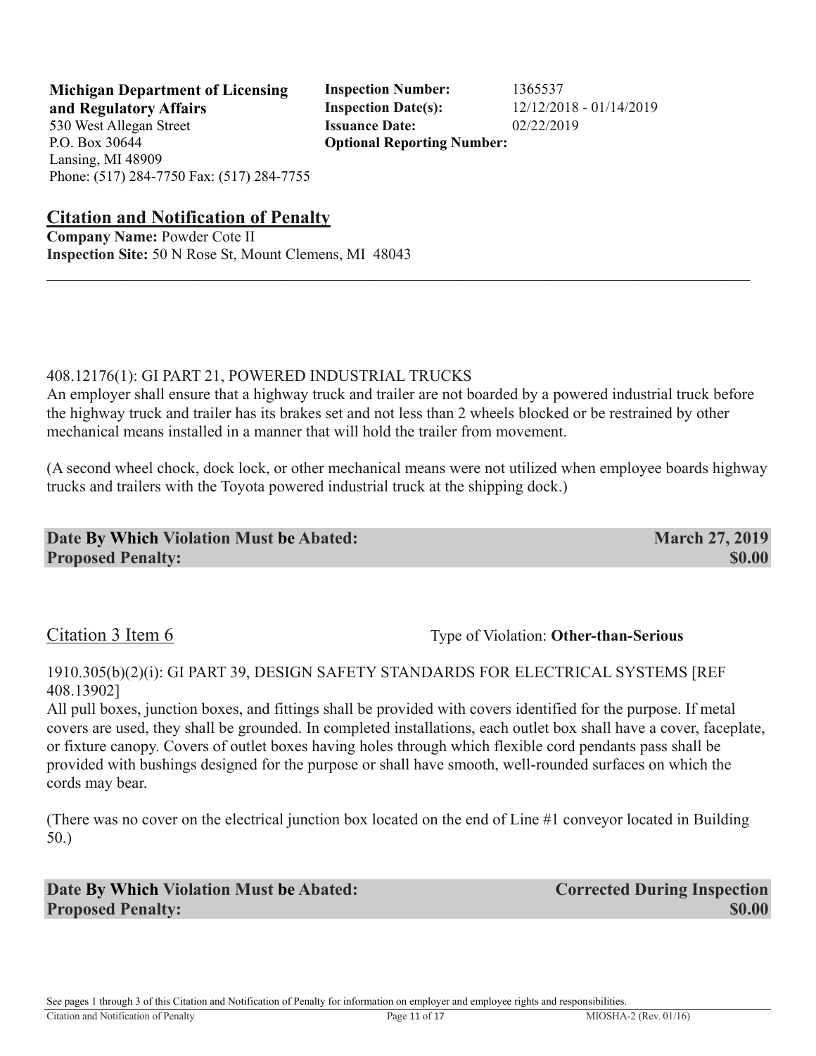**Michigan Department of Licensing and Regulatory Affairs**
530 West Allegan Street
P.O. Box 30644
Lansing, MI 48909
Phone: (517) 284-7750 Fax: (517) 284-7755

**Inspection Number:** 1365537
**Inspection Date(s):** 12/12/2018 - 01/14/2019
**Issuance Date:** 02/22/2019
**Optional Reporting Number:**

## Citation and Notification of Penalty

**Company Name:** Powder Cote II
**Inspection Site:** 50 N Rose St, Mount Clemens, MI 48043

---

408.12176(1): GI PART 21, POWERED INDUSTRIAL TRUCKS
An employer shall ensure that a highway truck and trailer are not boarded by a powered industrial truck before the highway truck and trailer has its brakes set and not less than 2 wheels blocked or be restrained by other mechanical means installed in a manner that will hold the trailer from movement.

(A second wheel chock, dock lock, or other mechanical means were not utilized when employee boards highway trucks and trailers with the Toyota powered industrial truck at the shipping dock.)

| **Date By Which Violation Must be Abated:** | **March 27, 2019** |
|---|---|
| **Proposed Penalty:** | **$0.00** |

Citation 3 Item 6 — Type of Violation: **Other-than-Serious**

1910.305(b)(2)(i): GI PART 39, DESIGN SAFETY STANDARDS FOR ELECTRICAL SYSTEMS [REF 408.13902]
All pull boxes, junction boxes, and fittings shall be provided with covers identified for the purpose. If metal covers are used, they shall be grounded. In completed installations, each outlet box shall have a cover, faceplate, or fixture canopy. Covers of outlet boxes having holes through which flexible cord pendants pass shall be provided with bushings designed for the purpose or shall have smooth, well-rounded surfaces on which the cords may bear.

(There was no cover on the electrical junction box located on the end of Line #1 conveyor located in Building 50.)

| **Date By Which Violation Must be Abated:** | **Corrected During Inspection** |
|---|---|
| **Proposed Penalty:** | **$0.00** |

See pages 1 through 3 of this Citation and Notification of Penalty for information on employer and employee rights and responsibilities.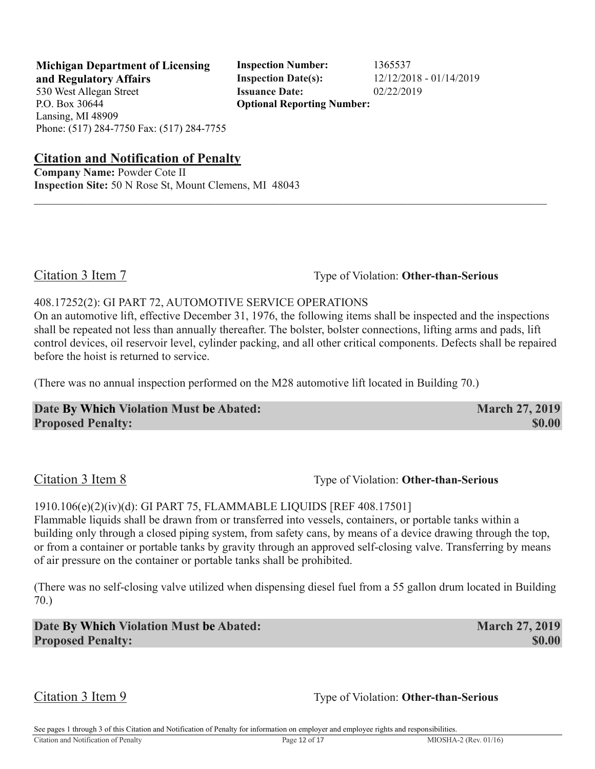**Michigan Department of Licensing and Regulatory Affairs**
530 West Allegan Street
P.O. Box 30644
Lansing, MI 48909
Phone: (517) 284-7750 Fax: (517) 284-7755

**Inspection Number:** 1365537
**Inspection Date(s):** 12/12/2018 - 01/14/2019
**Issuance Date:** 02/22/2019
**Optional Reporting Number:**

## Citation and Notification of Penalty

**Company Name:** Powder Cote II
**Inspection Site:** 50 N Rose St, Mount Clemens, MI 48043

---

### Citation 3 Item 7

Type of Violation: **Other-than-Serious**

408.17252(2): GI PART 72, AUTOMOTIVE SERVICE OPERATIONS
On an automotive lift, effective December 31, 1976, the following items shall be inspected and the inspections shall be repeated not less than annually thereafter. The bolster, bolster connections, lifting arms and pads, lift control devices, oil reservoir level, cylinder packing, and all other critical components. Defects shall be repaired before the hoist is returned to service.

(There was no annual inspection performed on the M28 automotive lift located in Building 70.)

**Date By Which Violation Must be Abated:** **March 27, 2019**
**Proposed Penalty:** **$0.00**

### Citation 3 Item 8

Type of Violation: **Other-than-Serious**

1910.106(e)(2)(iv)(d): GI PART 75, FLAMMABLE LIQUIDS [REF 408.17501]
Flammable liquids shall be drawn from or transferred into vessels, containers, or portable tanks within a building only through a closed piping system, from safety cans, by means of a device drawing through the top, or from a container or portable tanks by gravity through an approved self-closing valve. Transferring by means of air pressure on the container or portable tanks shall be prohibited.

(There was no self-closing valve utilized when dispensing diesel fuel from a 55 gallon drum located in Building 70.)

**Date By Which Violation Must be Abated:** **March 27, 2019**
**Proposed Penalty:** **$0.00**

### Citation 3 Item 9

Type of Violation: **Other-than-Serious**

See pages 1 through 3 of this Citation and Notification of Penalty for information on employer and employee rights and responsibilities.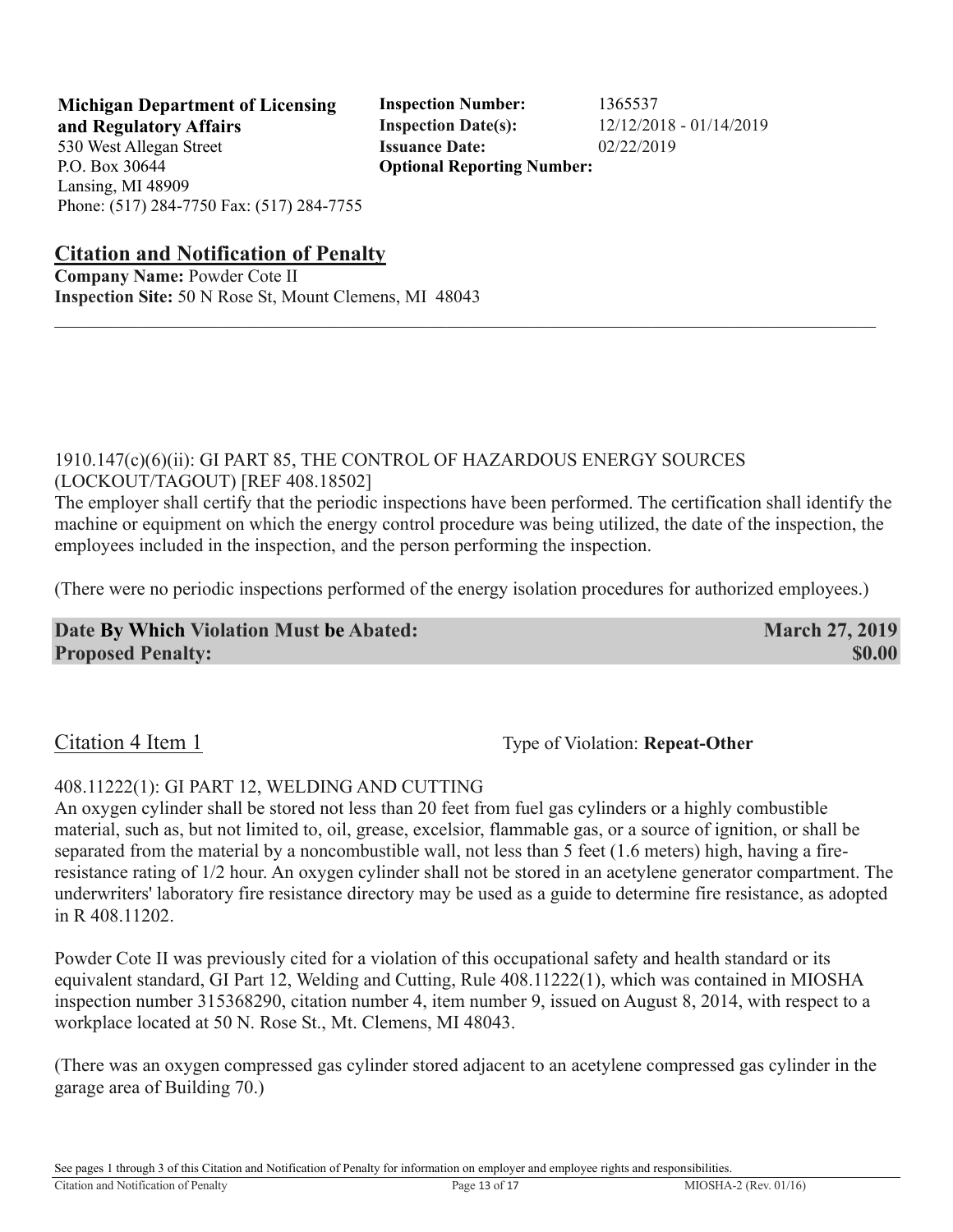**Michigan Department of Licensing and Regulatory Affairs**
530 West Allegan Street
P.O. Box 30644
Lansing, MI 48909
Phone: (517) 284-7750 Fax: (517) 284-7755

**Inspection Number:** 1365537
**Inspection Date(s):** 12/12/2018 - 01/14/2019
**Issuance Date:** 02/22/2019
**Optional Reporting Number:**

## Citation and Notification of Penalty

**Company Name:** Powder Cote II
**Inspection Site:** 50 N Rose St, Mount Clemens, MI 48043

---

1910.147(c)(6)(ii): GI PART 85, THE CONTROL OF HAZARDOUS ENERGY SOURCES (LOCKOUT/TAGOUT) [REF 408.18502]
The employer shall certify that the periodic inspections have been performed. The certification shall identify the machine or equipment on which the energy control procedure was being utilized, the date of the inspection, the employees included in the inspection, and the person performing the inspection.

(There were no periodic inspections performed of the energy isolation procedures for authorized employees.)

| **Date By Which Violation Must be Abated:** | **March 27, 2019** |
|---|---|
| **Proposed Penalty:** | **$0.00** |

Citation 4 Item 1 — Type of Violation: **Repeat-Other**

408.11222(1): GI PART 12, WELDING AND CUTTING
An oxygen cylinder shall be stored not less than 20 feet from fuel gas cylinders or a highly combustible material, such as, but not limited to, oil, grease, excelsior, flammable gas, or a source of ignition, or shall be separated from the material by a noncombustible wall, not less than 5 feet (1.6 meters) high, having a fire-resistance rating of 1/2 hour. An oxygen cylinder shall not be stored in an acetylene generator compartment. The underwriters' laboratory fire resistance directory may be used as a guide to determine fire resistance, as adopted in R 408.11202.

Powder Cote II was previously cited for a violation of this occupational safety and health standard or its equivalent standard, GI Part 12, Welding and Cutting, Rule 408.11222(1), which was contained in MIOSHA inspection number 315368290, citation number 4, item number 9, issued on August 8, 2014, with respect to a workplace located at 50 N. Rose St., Mt. Clemens, MI 48043.

(There was an oxygen compressed gas cylinder stored adjacent to an acetylene compressed gas cylinder in the garage area of Building 70.)

See pages 1 through 3 of this Citation and Notification of Penalty for information on employer and employee rights and responsibilities.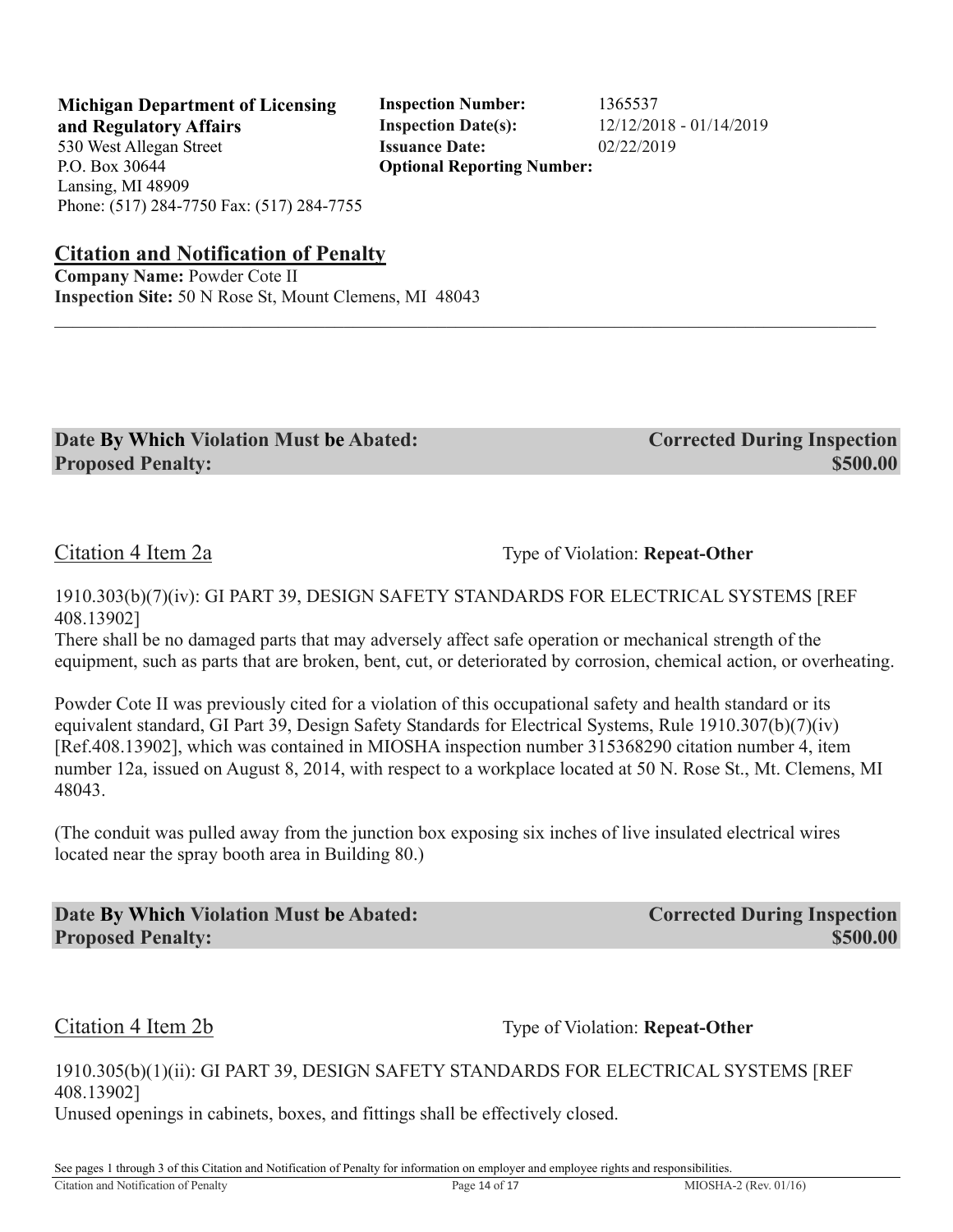**Michigan Department of Licensing and Regulatory Affairs**
530 West Allegan Street
P.O. Box 30644
Lansing, MI 48909
Phone: (517) 284-7750 Fax: (517) 284-7755

**Inspection Number:** 1365537
**Inspection Date(s):** 12/12/2018 - 01/14/2019
**Issuance Date:** 02/22/2019
**Optional Reporting Number:**

## Citation and Notification of Penalty

**Company Name:** Powder Cote II
**Inspection Site:** 50 N Rose St, Mount Clemens, MI 48043

---

**Date By Which Violation Must be Abated:** **Corrected During Inspection**
**Proposed Penalty:** **$500.00**

### Citation 4 Item 2a

Type of Violation: **Repeat-Other**

1910.303(b)(7)(iv): GI PART 39, DESIGN SAFETY STANDARDS FOR ELECTRICAL SYSTEMS [REF 408.13902]
There shall be no damaged parts that may adversely affect safe operation or mechanical strength of the equipment, such as parts that are broken, bent, cut, or deteriorated by corrosion, chemical action, or overheating.

Powder Cote II was previously cited for a violation of this occupational safety and health standard or its equivalent standard, GI Part 39, Design Safety Standards for Electrical Systems, Rule 1910.307(b)(7)(iv) [Ref.408.13902], which was contained in MIOSHA inspection number 315368290 citation number 4, item number 12a, issued on August 8, 2014, with respect to a workplace located at 50 N. Rose St., Mt. Clemens, MI 48043.

(The conduit was pulled away from the junction box exposing six inches of live insulated electrical wires located near the spray booth area in Building 80.)

**Date By Which Violation Must be Abated:** **Corrected During Inspection**
**Proposed Penalty:** **$500.00**

### Citation 4 Item 2b

Type of Violation: **Repeat-Other**

1910.305(b)(1)(ii): GI PART 39, DESIGN SAFETY STANDARDS FOR ELECTRICAL SYSTEMS [REF 408.13902]
Unused openings in cabinets, boxes, and fittings shall be effectively closed.

See pages 1 through 3 of this Citation and Notification of Penalty for information on employer and employee rights and responsibilities.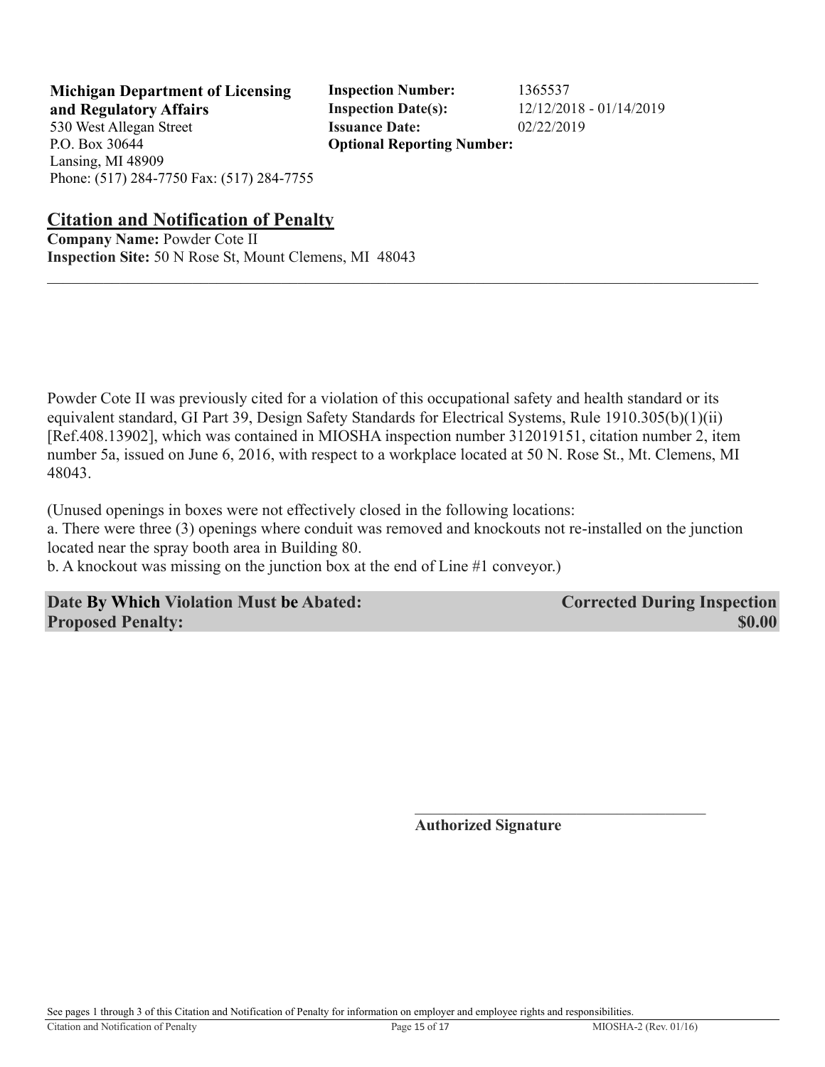**Michigan Department of Licensing and Regulatory Affairs**
530 West Allegan Street
P.O. Box 30644
Lansing, MI 48909
Phone: (517) 284-7750 Fax: (517) 284-7755

**Inspection Number:** 1365537
**Inspection Date(s):** 12/12/2018 - 01/14/2019
**Issuance Date:** 02/22/2019
**Optional Reporting Number:**

## Citation and Notification of Penalty

**Company Name:** Powder Cote II
**Inspection Site:** 50 N Rose St, Mount Clemens, MI 48043

Powder Cote II was previously cited for a violation of this occupational safety and health standard or its equivalent standard, GI Part 39, Design Safety Standards for Electrical Systems, Rule 1910.305(b)(1)(ii) [Ref.408.13902], which was contained in MIOSHA inspection number 312019151, citation number 2, item number 5a, issued on June 6, 2016, with respect to a workplace located at 50 N. Rose St., Mt. Clemens, MI 48043.

(Unused openings in boxes were not effectively closed in the following locations:
a. There were three (3) openings where conduit was removed and knockouts not re-installed on the junction located near the spray booth area in Building 80.
b. A knockout was missing on the junction box at the end of Line #1 conveyor.)

**Date By Which Violation Must be Abated:** **Corrected During Inspection**
**Proposed Penalty:** **$0.00**

**Authorized Signature**

See pages 1 through 3 of this Citation and Notification of Penalty for information on employer and employee rights and responsibilities.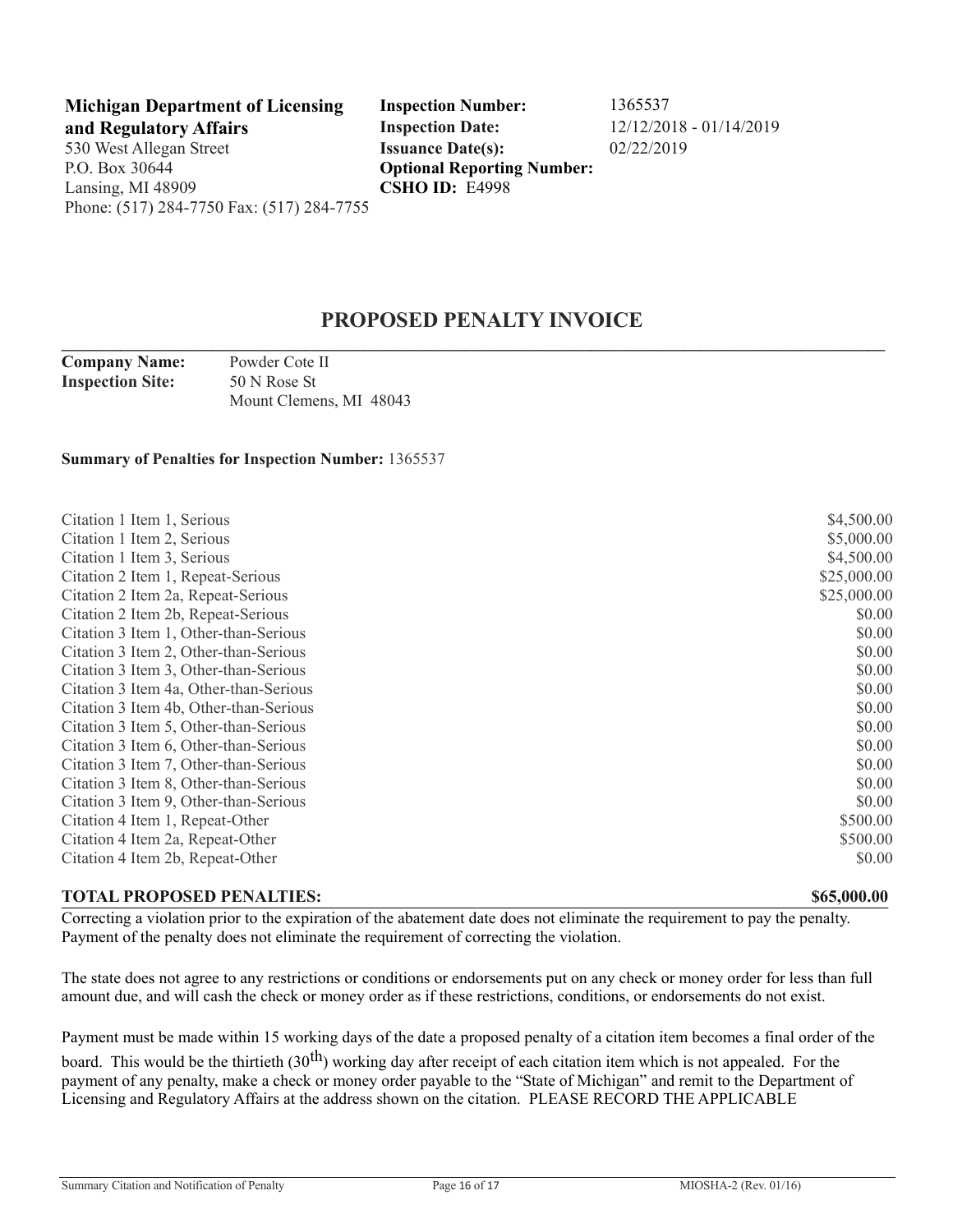**Michigan Department of Licensing and Regulatory Affairs**
530 West Allegan Street
P.O. Box 30644
Lansing, MI 48909
Phone: (517) 284-7750 Fax: (517) 284-7755

**Inspection Number:** 1365537
**Inspection Date:** 12/12/2018 - 01/14/2019
**Issuance Date(s):** 02/22/2019
**Optional Reporting Number:**
**CSHO ID:** E4998

# PROPOSED PENALTY INVOICE

**Company Name:** Powder Cote II
**Inspection Site:** 50 N Rose St
Mount Clemens, MI 48043

**Summary of Penalties for Inspection Number:** 1365537

| | |
|---|---:|
| Citation 1 Item 1, Serious | $4,500.00 |
| Citation 1 Item 2, Serious | $5,000.00 |
| Citation 1 Item 3, Serious | $4,500.00 |
| Citation 2 Item 1, Repeat-Serious | $25,000.00 |
| Citation 2 Item 2a, Repeat-Serious | $25,000.00 |
| Citation 2 Item 2b, Repeat-Serious | $0.00 |
| Citation 3 Item 1, Other-than-Serious | $0.00 |
| Citation 3 Item 2, Other-than-Serious | $0.00 |
| Citation 3 Item 3, Other-than-Serious | $0.00 |
| Citation 3 Item 4a, Other-than-Serious | $0.00 |
| Citation 3 Item 4b, Other-than-Serious | $0.00 |
| Citation 3 Item 5, Other-than-Serious | $0.00 |
| Citation 3 Item 6, Other-than-Serious | $0.00 |
| Citation 3 Item 7, Other-than-Serious | $0.00 |
| Citation 3 Item 8, Other-than-Serious | $0.00 |
| Citation 3 Item 9, Other-than-Serious | $0.00 |
| Citation 4 Item 1, Repeat-Other | $500.00 |
| Citation 4 Item 2a, Repeat-Other | $500.00 |
| Citation 4 Item 2b, Repeat-Other | $0.00 |

**TOTAL PROPOSED PENALTIES: $65,000.00**

Correcting a violation prior to the expiration of the abatement date does not eliminate the requirement to pay the penalty. Payment of the penalty does not eliminate the requirement of correcting the violation.

The state does not agree to any restrictions or conditions or endorsements put on any check or money order for less than full amount due, and will cash the check or money order as if these restrictions, conditions, or endorsements do not exist.

Payment must be made within 15 working days of the date a proposed penalty of a citation item becomes a final order of the board. This would be the thirtieth (30th) working day after receipt of each citation item which is not appealed. For the payment of any penalty, make a check or money order payable to the "State of Michigan" and remit to the Department of Licensing and Regulatory Affairs at the address shown on the citation. PLEASE RECORD THE APPLICABLE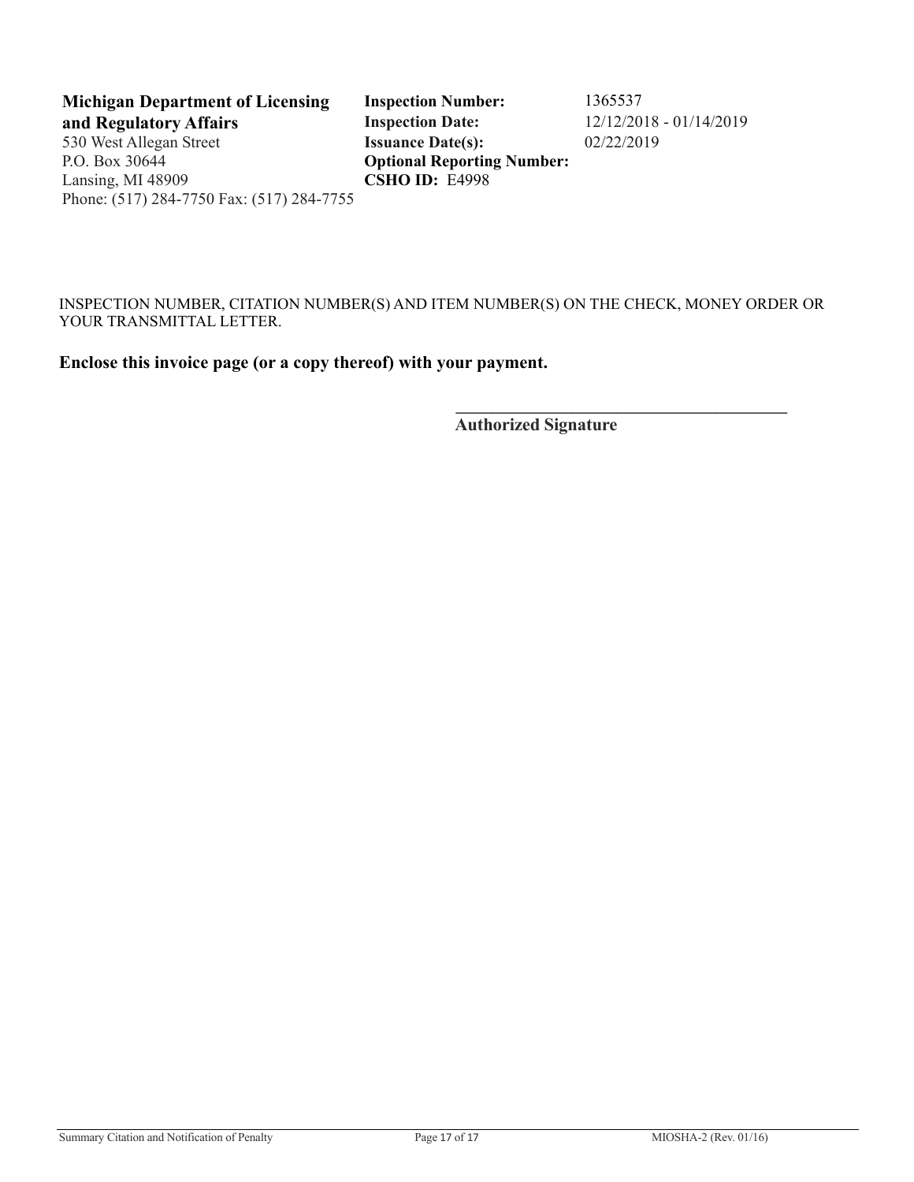**Michigan Department of Licensing and Regulatory Affairs**
530 West Allegan Street
P.O. Box 30644
Lansing, MI 48909
Phone: (517) 284-7750 Fax: (517) 284-7755

**Inspection Number:** 1365537
**Inspection Date:** 12/12/2018 - 01/14/2019
**Issuance Date(s):** 02/22/2019
**Optional Reporting Number:**
**CSHO ID:** E4998

INSPECTION NUMBER, CITATION NUMBER(S) AND ITEM NUMBER(S) ON THE CHECK, MONEY ORDER OR YOUR TRANSMITTAL LETTER.

**Enclose this invoice page (or a copy thereof) with your payment.**

\_\_\_\_\_\_\_\_\_\_\_\_\_\_\_\_\_\_\_\_\_\_\_\_\_\_\_\_\_\_\_\_\_\_\_\_\_\_\_\_

**Authorized Signature**